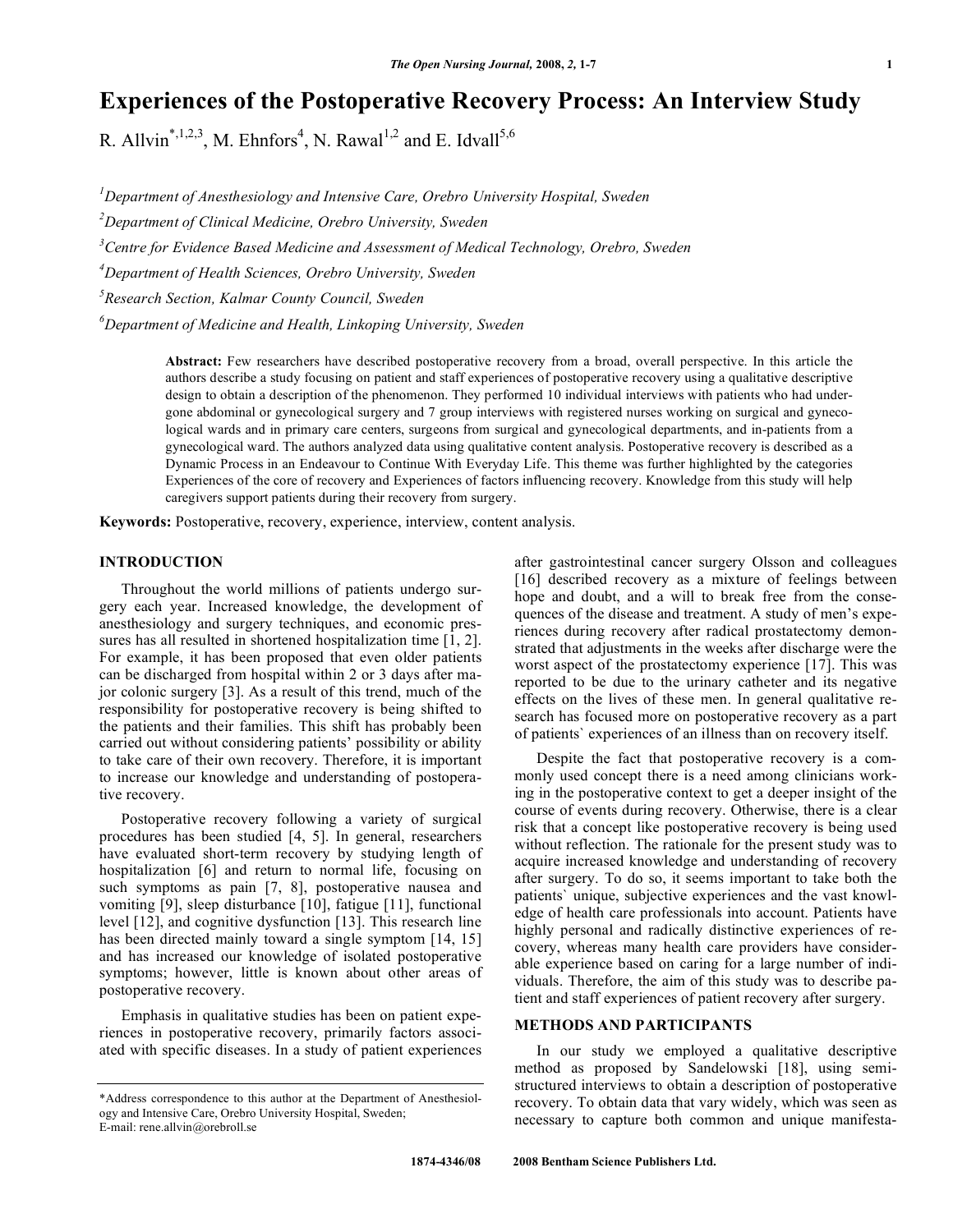# Experiences of the Postoperative Recovery Process: An Interview Study

R. Allvin[*,1,2,3], M. Ehnfors[4], N. Rawal[1,2] and E. Idvall[5,6]

[1]Department of Anesthesiology and Intensive Care, Orebro University Hospital, Sweden

[2]Department of Clinical Medicine, Orebro University, Sweden

[3]Centre for Evidence Based Medicine and Assessment of Medical Technology, Orebro, Sweden

[4]Department of Health Sciences, Orebro University, Sweden

[5]Research Section, Kalmar County Council, Sweden

[6]Department of Medicine and Health, Linkoping University, Sweden

**Abstract:** Few researchers have described postoperative recovery from a broad, overall perspective. In this article the authors describe a study focusing on patient and staff experiences of postoperative recovery using a qualitative descriptive design to obtain a description of the phenomenon. They performed 10 individual interviews with patients who had undergone abdominal or gynecological surgery and 7 group interviews with registered nurses working on surgical and gynecological wards and in primary care centers, surgeons from surgical and gynecological departments, and in-patients from a gynecological ward. The authors analyzed data using qualitative content analysis. Postoperative recovery is described as a Dynamic Process in an Endeavour to Continue With Everyday Life. This theme was further highlighted by the categories Experiences of the core of recovery and Experiences of factors influencing recovery. Knowledge from this study will help caregivers support patients during their recovery from surgery.

**Keywords:** Postoperative, recovery, experience, interview, content analysis.

## INTRODUCTION

Throughout the world millions of patients undergo surgery each year. Increased knowledge, the development of anesthesiology and surgery techniques, and economic pressures has all resulted in shortened hospitalization time [1, 2]. For example, it has been proposed that even older patients can be discharged from hospital within 2 or 3 days after major colonic surgery [3]. As a result of this trend, much of the responsibility for postoperative recovery is being shifted to the patients and their families. This shift has probably been carried out without considering patients' possibility or ability to take care of their own recovery. Therefore, it is important to increase our knowledge and understanding of postoperative recovery.

Postoperative recovery following a variety of surgical procedures has been studied [4, 5]. In general, researchers have evaluated short-term recovery by studying length of hospitalization [6] and return to normal life, focusing on such symptoms as pain [7, 8], postoperative nausea and vomiting [9], sleep disturbance [10], fatigue [11], functional level [12], and cognitive dysfunction [13]. This research line has been directed mainly toward a single symptom [14, 15] and has increased our knowledge of isolated postoperative symptoms; however, little is known about other areas of postoperative recovery.

Emphasis in qualitative studies has been on patient experiences in postoperative recovery, primarily factors associated with specific diseases. In a study of patient experiences after gastrointestinal cancer surgery Olsson and colleagues [16] described recovery as a mixture of feelings between hope and doubt, and a will to break free from the consequences of the disease and treatment. A study of men's experiences during recovery after radical prostatectomy demonstrated that adjustments in the weeks after discharge were the worst aspect of the prostatectomy experience [17]. This was reported to be due to the urinary catheter and its negative effects on the lives of these men. In general qualitative research has focused more on postoperative recovery as a part of patients` experiences of an illness than on recovery itself.

Despite the fact that postoperative recovery is a commonly used concept there is a need among clinicians working in the postoperative context to get a deeper insight of the course of events during recovery. Otherwise, there is a clear risk that a concept like postoperative recovery is being used without reflection. The rationale for the present study was to acquire increased knowledge and understanding of recovery after surgery. To do so, it seems important to take both the patients` unique, subjective experiences and the vast knowledge of health care professionals into account. Patients have highly personal and radically distinctive experiences of recovery, whereas many health care providers have considerable experience based on caring for a large number of individuals. Therefore, the aim of this study was to describe patient and staff experiences of patient recovery after surgery.

## METHODS AND PARTICIPANTS

In our study we employed a qualitative descriptive method as proposed by Sandelowski [18], using semi-structured interviews to obtain a description of postoperative recovery. To obtain data that vary widely, which was seen as necessary to capture both common and unique manifesta-

*Address correspondence to this author at the Department of Anesthesiology and Intensive Care, Orebro University Hospital, Sweden; E-mail: rene.allvin@orebroll.se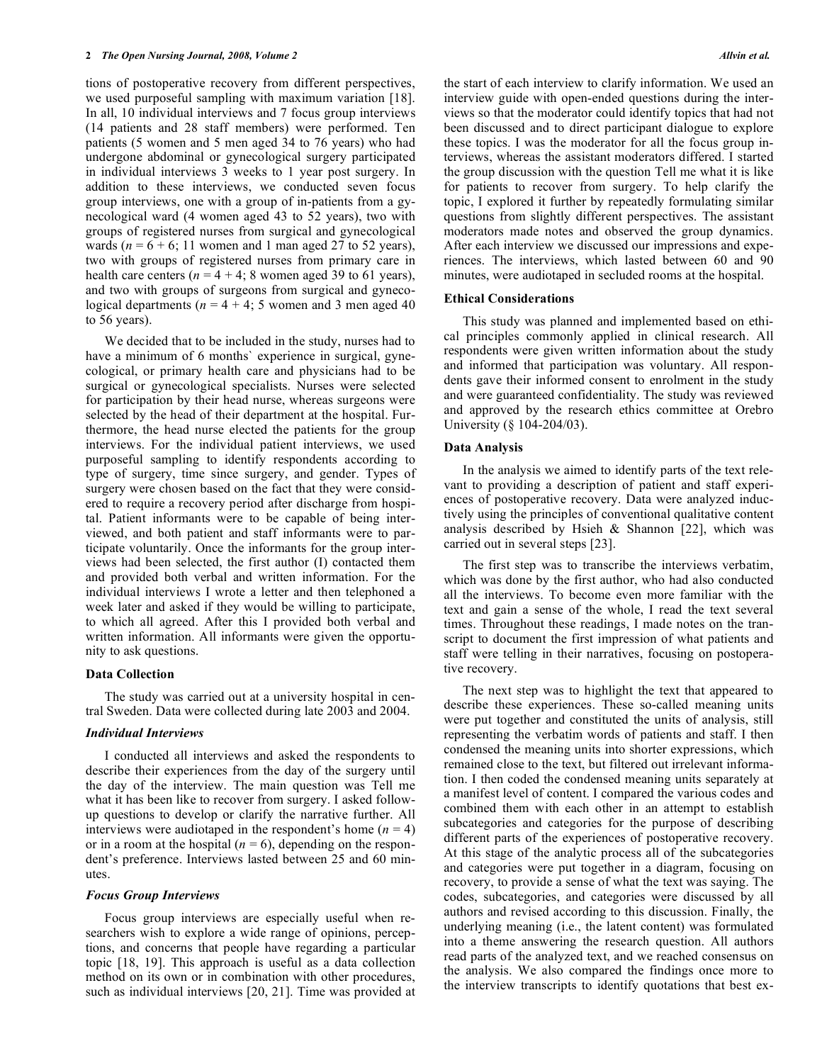tions of postoperative recovery from different perspectives, we used purposeful sampling with maximum variation [18]. In all, 10 individual interviews and 7 focus group interviews (14 patients and 28 staff members) were performed. Ten patients (5 women and 5 men aged 34 to 76 years) who had undergone abdominal or gynecological surgery participated in individual interviews 3 weeks to 1 year post surgery. In addition to these interviews, we conducted seven focus group interviews, one with a group of in-patients from a gynecological ward (4 women aged 43 to 52 years), two with groups of registered nurses from surgical and gynecological wards ($n = 6 + 6$; 11 women and 1 man aged 27 to 52 years), two with groups of registered nurses from primary care in health care centers ($n = 4 + 4$; 8 women aged 39 to 61 years), and two with groups of surgeons from surgical and gynecological departments ($n = 4 + 4$; 5 women and 3 men aged 40 to 56 years).

We decided that to be included in the study, nurses had to have a minimum of 6 months` experience in surgical, gynecological, or primary health care and physicians had to be surgical or gynecological specialists. Nurses were selected for participation by their head nurse, whereas surgeons were selected by the head of their department at the hospital. Furthermore, the head nurse elected the patients for the group interviews. For the individual patient interviews, we used purposeful sampling to identify respondents according to type of surgery, time since surgery, and gender. Types of surgery were chosen based on the fact that they were considered to require a recovery period after discharge from hospital. Patient informants were to be capable of being interviewed, and both patient and staff informants were to participate voluntarily. Once the informants for the group interviews had been selected, the first author (I) contacted them and provided both verbal and written information. For the individual interviews I wrote a letter and then telephoned a week later and asked if they would be willing to participate, to which all agreed. After this I provided both verbal and written information. All informants were given the opportunity to ask questions.

### Data Collection

The study was carried out at a university hospital in central Sweden. Data were collected during late 2003 and 2004.

#### *Individual Interviews*

I conducted all interviews and asked the respondents to describe their experiences from the day of the surgery until the day of the interview. The main question was Tell me what it has been like to recover from surgery. I asked follow-up questions to develop or clarify the narrative further. All interviews were audiotaped in the respondent's home ($n = 4$) or in a room at the hospital ($n = 6$), depending on the respondent's preference. Interviews lasted between 25 and 60 minutes.

#### *Focus Group Interviews*

Focus group interviews are especially useful when researchers wish to explore a wide range of opinions, perceptions, and concerns that people have regarding a particular topic [18, 19]. This approach is useful as a data collection method on its own or in combination with other procedures, such as individual interviews [20, 21]. Time was provided at the start of each interview to clarify information. We used an interview guide with open-ended questions during the interviews so that the moderator could identify topics that had not been discussed and to direct participant dialogue to explore these topics. I was the moderator for all the focus group interviews, whereas the assistant moderators differed. I started the group discussion with the question Tell me what it is like for patients to recover from surgery. To help clarify the topic, I explored it further by repeatedly formulating similar questions from slightly different perspectives. The assistant moderators made notes and observed the group dynamics. After each interview we discussed our impressions and experiences. The interviews, which lasted between 60 and 90 minutes, were audiotaped in secluded rooms at the hospital.

### Ethical Considerations

This study was planned and implemented based on ethical principles commonly applied in clinical research. All respondents were given written information about the study and informed that participation was voluntary. All respondents gave their informed consent to enrolment in the study and were guaranteed confidentiality. The study was reviewed and approved by the research ethics committee at Orebro University (§ 104-204/03).

### Data Analysis

In the analysis we aimed to identify parts of the text relevant to providing a description of patient and staff experiences of postoperative recovery. Data were analyzed inductively using the principles of conventional qualitative content analysis described by Hsieh & Shannon [22], which was carried out in several steps [23].

The first step was to transcribe the interviews verbatim, which was done by the first author, who had also conducted all the interviews. To become even more familiar with the text and gain a sense of the whole, I read the text several times. Throughout these readings, I made notes on the transcript to document the first impression of what patients and staff were telling in their narratives, focusing on postoperative recovery.

The next step was to highlight the text that appeared to describe these experiences. These so-called meaning units were put together and constituted the units of analysis, still representing the verbatim words of patients and staff. I then condensed the meaning units into shorter expressions, which remained close to the text, but filtered out irrelevant information. I then coded the condensed meaning units separately at a manifest level of content. I compared the various codes and combined them with each other in an attempt to establish subcategories and categories for the purpose of describing different parts of the experiences of postoperative recovery. At this stage of the analytic process all of the subcategories and categories were put together in a diagram, focusing on recovery, to provide a sense of what the text was saying. The codes, subcategories, and categories were discussed by all authors and revised according to this discussion. Finally, the underlying meaning (i.e., the latent content) was formulated into a theme answering the research question. All authors read parts of the analyzed text, and we reached consensus on the analysis. We also compared the findings once more to the interview transcripts to identify quotations that best ex-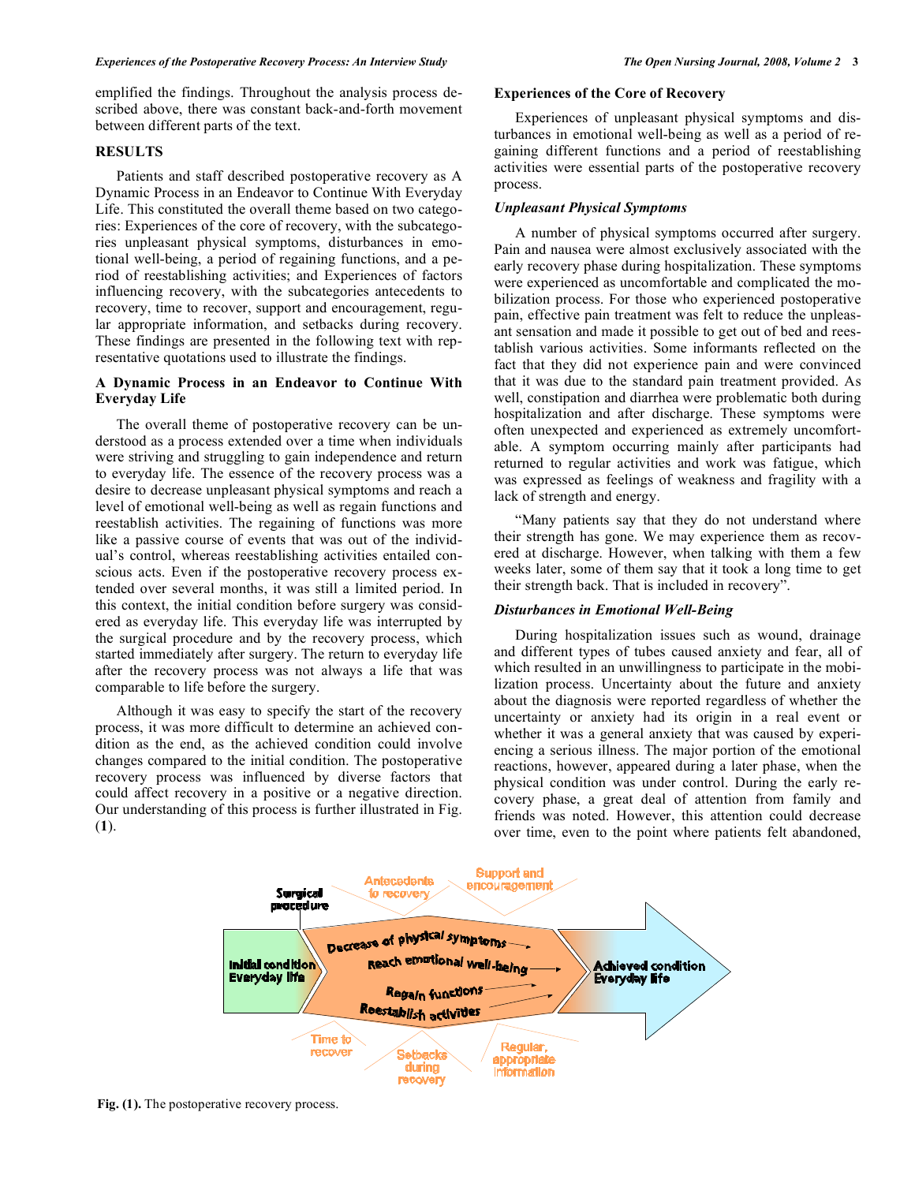emplified the findings. Throughout the analysis process described above, there was constant back-and-forth movement between different parts of the text.

## RESULTS

Patients and staff described postoperative recovery as A Dynamic Process in an Endeavor to Continue With Everyday Life. This constituted the overall theme based on two categories: Experiences of the core of recovery, with the subcategories unpleasant physical symptoms, disturbances in emotional well-being, a period of regaining functions, and a period of reestablishing activities; and Experiences of factors influencing recovery, with the subcategories antecedents to recovery, time to recover, support and encouragement, regular appropriate information, and setbacks during recovery. These findings are presented in the following text with representative quotations used to illustrate the findings.

### A Dynamic Process in an Endeavor to Continue With Everyday Life

The overall theme of postoperative recovery can be understood as a process extended over a time when individuals were striving and struggling to gain independence and return to everyday life. The essence of the recovery process was a desire to decrease unpleasant physical symptoms and reach a level of emotional well-being as well as regain functions and reestablish activities. The regaining of functions was more like a passive course of events that was out of the individual's control, whereas reestablishing activities entailed conscious acts. Even if the postoperative recovery process extended over several months, it was still a limited period. In this context, the initial condition before surgery was considered as everyday life. This everyday life was interrupted by the surgical procedure and by the recovery process, which started immediately after surgery. The return to everyday life after the recovery process was not always a life that was comparable to life before the surgery.

Although it was easy to specify the start of the recovery process, it was more difficult to determine an achieved condition as the end, as the achieved condition could involve changes compared to the initial condition. The postoperative recovery process was influenced by diverse factors that could affect recovery in a positive or a negative direction. Our understanding of this process is further illustrated in Fig. (**1**).

### Experiences of the Core of Recovery

Experiences of unpleasant physical symptoms and disturbances in emotional well-being as well as a period of regaining different functions and a period of reestablishing activities were essential parts of the postoperative recovery process.

### *Unpleasant Physical Symptoms*

A number of physical symptoms occurred after surgery. Pain and nausea were almost exclusively associated with the early recovery phase during hospitalization. These symptoms were experienced as uncomfortable and complicated the mobilization process. For those who experienced postoperative pain, effective pain treatment was felt to reduce the unpleasant sensation and made it possible to get out of bed and reestablish various activities. Some informants reflected on the fact that they did not experience pain and were convinced that it was due to the standard pain treatment provided. As well, constipation and diarrhea were problematic both during hospitalization and after discharge. These symptoms were often unexpected and experienced as extremely uncomfortable. A symptom occurring mainly after participants had returned to regular activities and work was fatigue, which was expressed as feelings of weakness and fragility with a lack of strength and energy.

"Many patients say that they do not understand where their strength has gone. We may experience them as recovered at discharge. However, when talking with them a few weeks later, some of them say that it took a long time to get their strength back. That is included in recovery".

### *Disturbances in Emotional Well-Being*

During hospitalization issues such as wound, drainage and different types of tubes caused anxiety and fear, all of which resulted in an unwillingness to participate in the mobilization process. Uncertainty about the future and anxiety about the diagnosis were reported regardless of whether the uncertainty or anxiety had its origin in a real event or whether it was caused by a general anxiety that was caused by experiencing a serious illness. The major portion of the emotional reactions, however, appeared during a later phase, when the physical condition was under control. During the early recovery phase, a great deal of attention from family and friends was noted. However, this attention could decrease over time, even to the point where patients felt abandoned,

**Fig. (1).** The postoperative recovery process.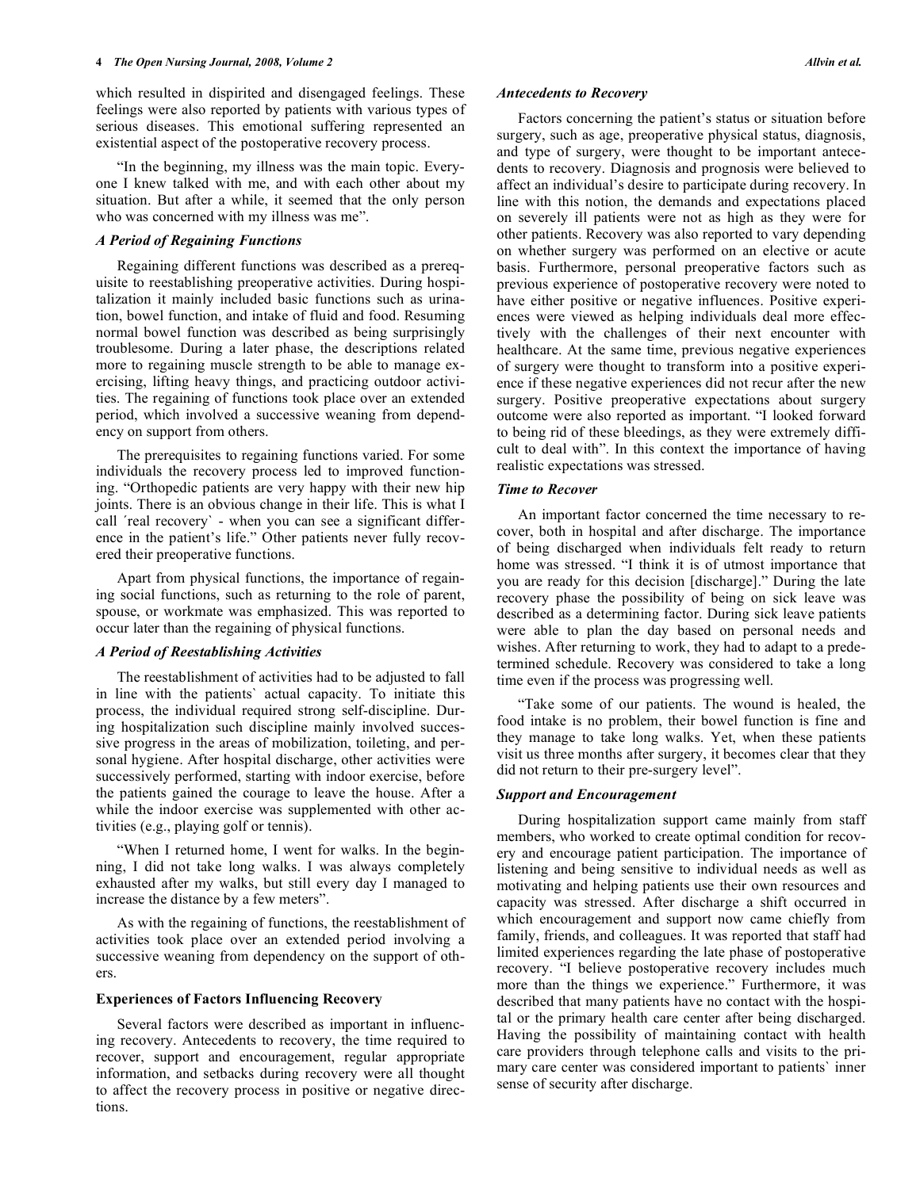which resulted in dispirited and disengaged feelings. These feelings were also reported by patients with various types of serious diseases. This emotional suffering represented an existential aspect of the postoperative recovery process.

"In the beginning, my illness was the main topic. Everyone I knew talked with me, and with each other about my situation. But after a while, it seemed that the only person who was concerned with my illness was me".

### *A Period of Regaining Functions*

Regaining different functions was described as a prerequisite to reestablishing preoperative activities. During hospitalization it mainly included basic functions such as urination, bowel function, and intake of fluid and food. Resuming normal bowel function was described as being surprisingly troublesome. During a later phase, the descriptions related more to regaining muscle strength to be able to manage exercising, lifting heavy things, and practicing outdoor activities. The regaining of functions took place over an extended period, which involved a successive weaning from dependency on support from others.

The prerequisites to regaining functions varied. For some individuals the recovery process led to improved functioning. "Orthopedic patients are very happy with their new hip joints. There is an obvious change in their life. This is what I call ´real recovery` - when you can see a significant difference in the patient's life." Other patients never fully recovered their preoperative functions.

Apart from physical functions, the importance of regaining social functions, such as returning to the role of parent, spouse, or workmate was emphasized. This was reported to occur later than the regaining of physical functions.

### *A Period of Reestablishing Activities*

The reestablishment of activities had to be adjusted to fall in line with the patients` actual capacity. To initiate this process, the individual required strong self-discipline. During hospitalization such discipline mainly involved successive progress in the areas of mobilization, toileting, and personal hygiene. After hospital discharge, other activities were successively performed, starting with indoor exercise, before the patients gained the courage to leave the house. After a while the indoor exercise was supplemented with other activities (e.g., playing golf or tennis).

"When I returned home, I went for walks. In the beginning, I did not take long walks. I was always completely exhausted after my walks, but still every day I managed to increase the distance by a few meters".

As with the regaining of functions, the reestablishment of activities took place over an extended period involving a successive weaning from dependency on the support of others.

## **Experiences of Factors Influencing Recovery**

Several factors were described as important in influencing recovery. Antecedents to recovery, the time required to recover, support and encouragement, regular appropriate information, and setbacks during recovery were all thought to affect the recovery process in positive or negative directions.

### *Antecedents to Recovery*

Factors concerning the patient's status or situation before surgery, such as age, preoperative physical status, diagnosis, and type of surgery, were thought to be important antecedents to recovery. Diagnosis and prognosis were believed to affect an individual's desire to participate during recovery. In line with this notion, the demands and expectations placed on severely ill patients were not as high as they were for other patients. Recovery was also reported to vary depending on whether surgery was performed on an elective or acute basis. Furthermore, personal preoperative factors such as previous experience of postoperative recovery were noted to have either positive or negative influences. Positive experiences were viewed as helping individuals deal more effectively with the challenges of their next encounter with healthcare. At the same time, previous negative experiences of surgery were thought to transform into a positive experience if these negative experiences did not recur after the new surgery. Positive preoperative expectations about surgery outcome were also reported as important. "I looked forward to being rid of these bleedings, as they were extremely difficult to deal with". In this context the importance of having realistic expectations was stressed.

### *Time to Recover*

An important factor concerned the time necessary to recover, both in hospital and after discharge. The importance of being discharged when individuals felt ready to return home was stressed. "I think it is of utmost importance that you are ready for this decision [discharge]." During the late recovery phase the possibility of being on sick leave was described as a determining factor. During sick leave patients were able to plan the day based on personal needs and wishes. After returning to work, they had to adapt to a predetermined schedule. Recovery was considered to take a long time even if the process was progressing well.

"Take some of our patients. The wound is healed, the food intake is no problem, their bowel function is fine and they manage to take long walks. Yet, when these patients visit us three months after surgery, it becomes clear that they did not return to their pre-surgery level".

### *Support and Encouragement*

During hospitalization support came mainly from staff members, who worked to create optimal condition for recovery and encourage patient participation. The importance of listening and being sensitive to individual needs as well as motivating and helping patients use their own resources and capacity was stressed. After discharge a shift occurred in which encouragement and support now came chiefly from family, friends, and colleagues. It was reported that staff had limited experiences regarding the late phase of postoperative recovery. "I believe postoperative recovery includes much more than the things we experience." Furthermore, it was described that many patients have no contact with the hospital or the primary health care center after being discharged. Having the possibility of maintaining contact with health care providers through telephone calls and visits to the primary care center was considered important to patients` inner sense of security after discharge.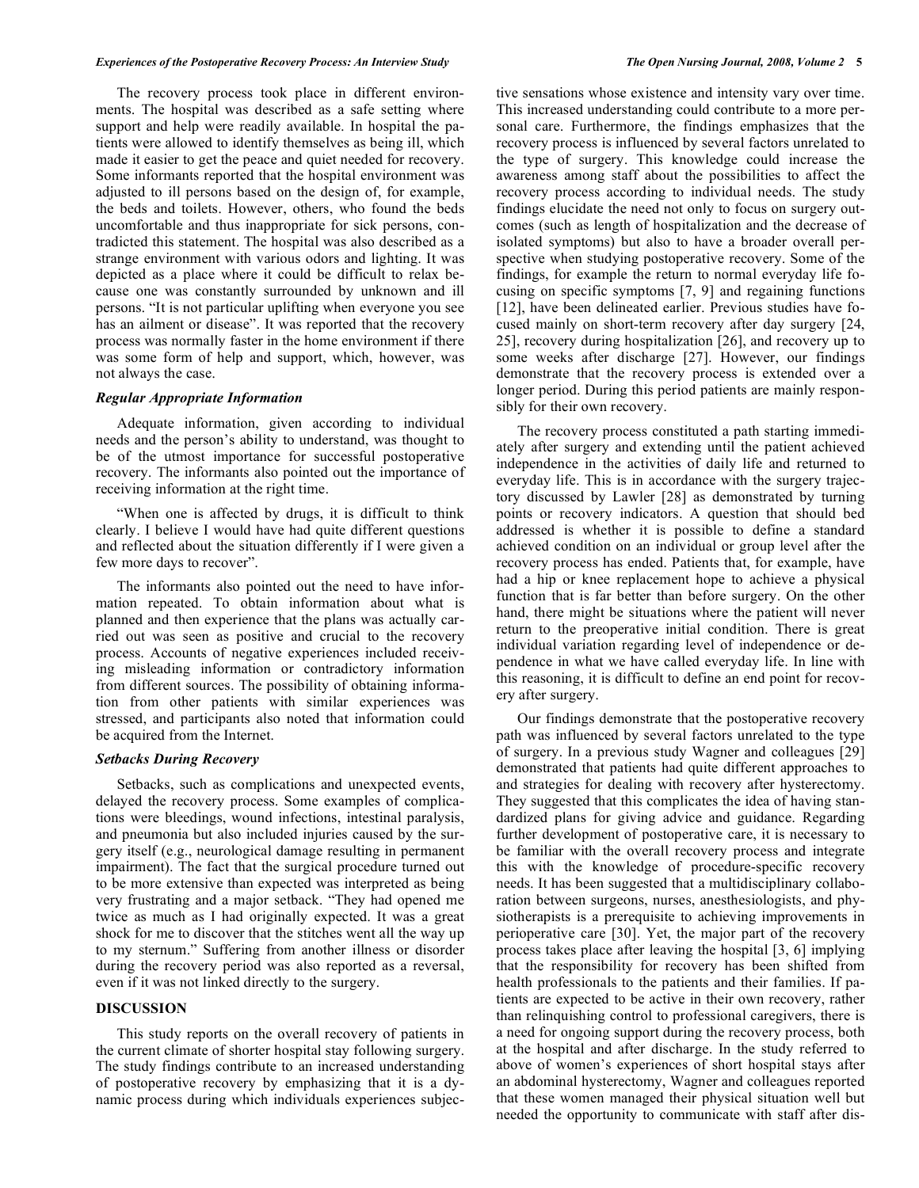The recovery process took place in different environments. The hospital was described as a safe setting where support and help were readily available. In hospital the patients were allowed to identify themselves as being ill, which made it easier to get the peace and quiet needed for recovery. Some informants reported that the hospital environment was adjusted to ill persons based on the design of, for example, the beds and toilets. However, others, who found the beds uncomfortable and thus inappropriate for sick persons, contradicted this statement. The hospital was also described as a strange environment with various odors and lighting. It was depicted as a place where it could be difficult to relax because one was constantly surrounded by unknown and ill persons. "It is not particular uplifting when everyone you see has an ailment or disease". It was reported that the recovery process was normally faster in the home environment if there was some form of help and support, which, however, was not always the case.

### *Regular Appropriate Information*

Adequate information, given according to individual needs and the person's ability to understand, was thought to be of the utmost importance for successful postoperative recovery. The informants also pointed out the importance of receiving information at the right time.

"When one is affected by drugs, it is difficult to think clearly. I believe I would have had quite different questions and reflected about the situation differently if I were given a few more days to recover".

The informants also pointed out the need to have information repeated. To obtain information about what is planned and then experience that the plans was actually carried out was seen as positive and crucial to the recovery process. Accounts of negative experiences included receiving misleading information or contradictory information from different sources. The possibility of obtaining information from other patients with similar experiences was stressed, and participants also noted that information could be acquired from the Internet.

### *Setbacks During Recovery*

Setbacks, such as complications and unexpected events, delayed the recovery process. Some examples of complications were bleedings, wound infections, intestinal paralysis, and pneumonia but also included injuries caused by the surgery itself (e.g., neurological damage resulting in permanent impairment). The fact that the surgical procedure turned out to be more extensive than expected was interpreted as being very frustrating and a major setback. "They had opened me twice as much as I had originally expected. It was a great shock for me to discover that the stitches went all the way up to my sternum." Suffering from another illness or disorder during the recovery period was also reported as a reversal, even if it was not linked directly to the surgery.

## DISCUSSION

This study reports on the overall recovery of patients in the current climate of shorter hospital stay following surgery. The study findings contribute to an increased understanding of postoperative recovery by emphasizing that it is a dynamic process during which individuals experiences subjective sensations whose existence and intensity vary over time. This increased understanding could contribute to a more personal care. Furthermore, the findings emphasizes that the recovery process is influenced by several factors unrelated to the type of surgery. This knowledge could increase the awareness among staff about the possibilities to affect the recovery process according to individual needs. The study findings elucidate the need not only to focus on surgery outcomes (such as length of hospitalization and the decrease of isolated symptoms) but also to have a broader overall perspective when studying postoperative recovery. Some of the findings, for example the return to normal everyday life focusing on specific symptoms [7, 9] and regaining functions [12], have been delineated earlier. Previous studies have focused mainly on short-term recovery after day surgery [24, 25], recovery during hospitalization [26], and recovery up to some weeks after discharge [27]. However, our findings demonstrate that the recovery process is extended over a longer period. During this period patients are mainly responsibly for their own recovery.

The recovery process constituted a path starting immediately after surgery and extending until the patient achieved independence in the activities of daily life and returned to everyday life. This is in accordance with the surgery trajectory discussed by Lawler [28] as demonstrated by turning points or recovery indicators. A question that should bed addressed is whether it is possible to define a standard achieved condition on an individual or group level after the recovery process has ended. Patients that, for example, have had a hip or knee replacement hope to achieve a physical function that is far better than before surgery. On the other hand, there might be situations where the patient will never return to the preoperative initial condition. There is great individual variation regarding level of independence or dependence in what we have called everyday life. In line with this reasoning, it is difficult to define an end point for recovery after surgery.

Our findings demonstrate that the postoperative recovery path was influenced by several factors unrelated to the type of surgery. In a previous study Wagner and colleagues [29] demonstrated that patients had quite different approaches to and strategies for dealing with recovery after hysterectomy. They suggested that this complicates the idea of having standardized plans for giving advice and guidance. Regarding further development of postoperative care, it is necessary to be familiar with the overall recovery process and integrate this with the knowledge of procedure-specific recovery needs. It has been suggested that a multidisciplinary collaboration between surgeons, nurses, anesthesiologists, and physiotherapists is a prerequisite to achieving improvements in perioperative care [30]. Yet, the major part of the recovery process takes place after leaving the hospital [3, 6] implying that the responsibility for recovery has been shifted from health professionals to the patients and their families. If patients are expected to be active in their own recovery, rather than relinquishing control to professional caregivers, there is a need for ongoing support during the recovery process, both at the hospital and after discharge. In the study referred to above of women's experiences of short hospital stays after an abdominal hysterectomy, Wagner and colleagues reported that these women managed their physical situation well but needed the opportunity to communicate with staff after dis-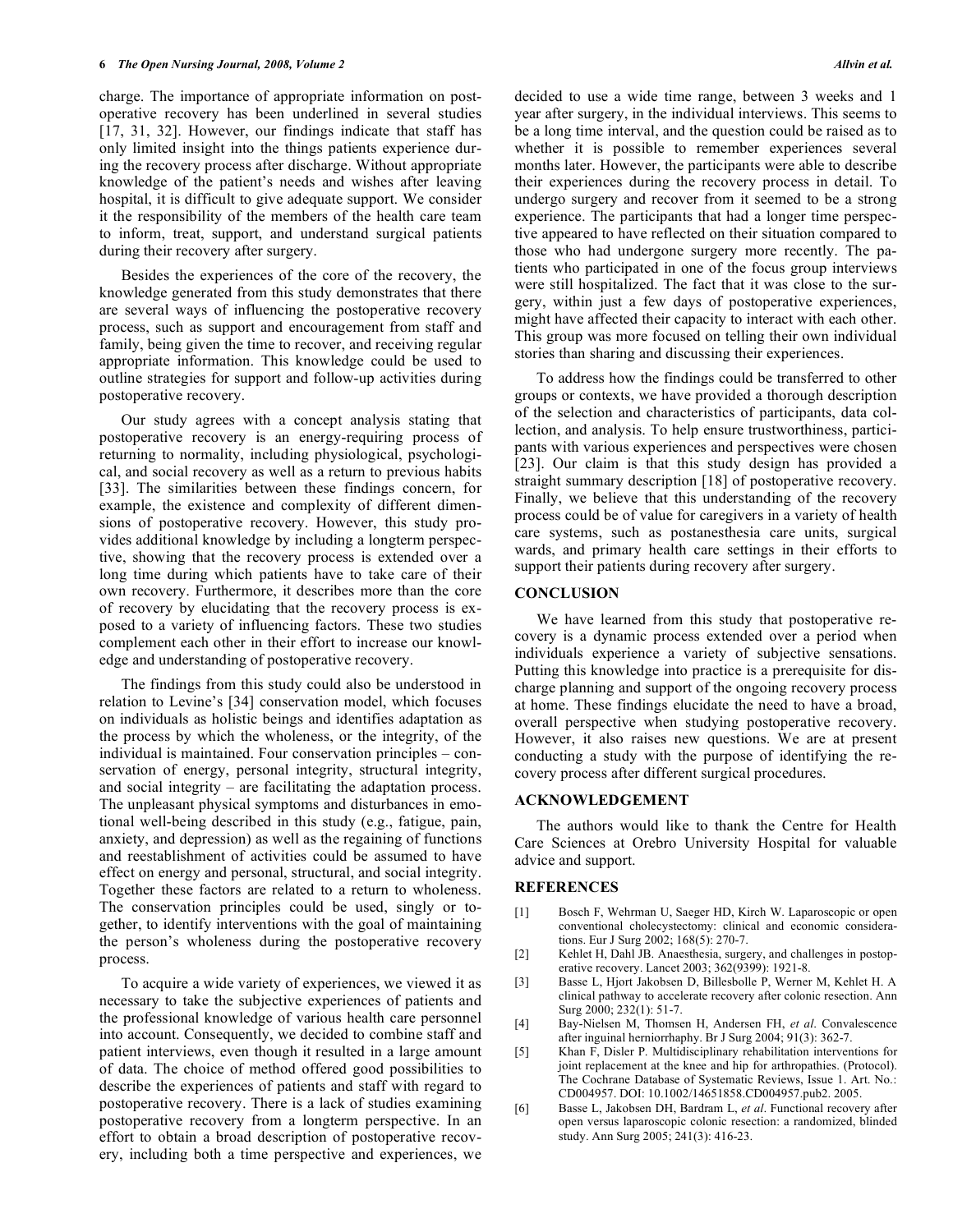charge. The importance of appropriate information on postoperative recovery has been underlined in several studies [17, 31, 32]. However, our findings indicate that staff has only limited insight into the things patients experience during the recovery process after discharge. Without appropriate knowledge of the patient's needs and wishes after leaving hospital, it is difficult to give adequate support. We consider it the responsibility of the members of the health care team to inform, treat, support, and understand surgical patients during their recovery after surgery.

Besides the experiences of the core of the recovery, the knowledge generated from this study demonstrates that there are several ways of influencing the postoperative recovery process, such as support and encouragement from staff and family, being given the time to recover, and receiving regular appropriate information. This knowledge could be used to outline strategies for support and follow-up activities during postoperative recovery.

Our study agrees with a concept analysis stating that postoperative recovery is an energy-requiring process of returning to normality, including physiological, psychological, and social recovery as well as a return to previous habits [33]. The similarities between these findings concern, for example, the existence and complexity of different dimensions of postoperative recovery. However, this study provides additional knowledge by including a longterm perspective, showing that the recovery process is extended over a long time during which patients have to take care of their own recovery. Furthermore, it describes more than the core of recovery by elucidating that the recovery process is exposed to a variety of influencing factors. These two studies complement each other in their effort to increase our knowledge and understanding of postoperative recovery.

The findings from this study could also be understood in relation to Levine's [34] conservation model, which focuses on individuals as holistic beings and identifies adaptation as the process by which the wholeness, or the integrity, of the individual is maintained. Four conservation principles – conservation of energy, personal integrity, structural integrity, and social integrity – are facilitating the adaptation process. The unpleasant physical symptoms and disturbances in emotional well-being described in this study (e.g., fatigue, pain, anxiety, and depression) as well as the regaining of functions and reestablishment of activities could be assumed to have effect on energy and personal, structural, and social integrity. Together these factors are related to a return to wholeness. The conservation principles could be used, singly or together, to identify interventions with the goal of maintaining the person's wholeness during the postoperative recovery process.

To acquire a wide variety of experiences, we viewed it as necessary to take the subjective experiences of patients and the professional knowledge of various health care personnel into account. Consequently, we decided to combine staff and patient interviews, even though it resulted in a large amount of data. The choice of method offered good possibilities to describe the experiences of patients and staff with regard to postoperative recovery. There is a lack of studies examining postoperative recovery from a longterm perspective. In an effort to obtain a broad description of postoperative recovery, including both a time perspective and experiences, we decided to use a wide time range, between 3 weeks and 1 year after surgery, in the individual interviews. This seems to be a long time interval, and the question could be raised as to whether it is possible to remember experiences several months later. However, the participants were able to describe their experiences during the recovery process in detail. To undergo surgery and recover from it seemed to be a strong experience. The participants that had a longer time perspective appeared to have reflected on their situation compared to those who had undergone surgery more recently. The patients who participated in one of the focus group interviews were still hospitalized. The fact that it was close to the surgery, within just a few days of postoperative experiences, might have affected their capacity to interact with each other. This group was more focused on telling their own individual stories than sharing and discussing their experiences.

To address how the findings could be transferred to other groups or contexts, we have provided a thorough description of the selection and characteristics of participants, data collection, and analysis. To help ensure trustworthiness, participants with various experiences and perspectives were chosen [23]. Our claim is that this study design has provided a straight summary description [18] of postoperative recovery. Finally, we believe that this understanding of the recovery process could be of value for caregivers in a variety of health care systems, such as postanesthesia care units, surgical wards, and primary health care settings in their efforts to support their patients during recovery after surgery.

## CONCLUSION

We have learned from this study that postoperative recovery is a dynamic process extended over a period when individuals experience a variety of subjective sensations. Putting this knowledge into practice is a prerequisite for discharge planning and support of the ongoing recovery process at home. These findings elucidate the need to have a broad, overall perspective when studying postoperative recovery. However, it also raises new questions. We are at present conducting a study with the purpose of identifying the recovery process after different surgical procedures.

## ACKNOWLEDGEMENT

The authors would like to thank the Centre for Health Care Sciences at Orebro University Hospital for valuable advice and support.

## REFERENCES

[1] Bosch F, Wehrman U, Saeger HD, Kirch W. Laparoscopic or open conventional cholecystectomy: clinical and economic considerations. Eur J Surg 2002; 168(5): 270-7.

[2] Kehlet H, Dahl JB. Anaesthesia, surgery, and challenges in postoperative recovery. Lancet 2003; 362(9399): 1921-8.

[3] Basse L, Hjort Jakobsen D, Billesbolle P, Werner M, Kehlet H. A clinical pathway to accelerate recovery after colonic resection. Ann Surg 2000; 232(1): 51-7.

[4] Bay-Nielsen M, Thomsen H, Andersen FH, *et al*. Convalescence after inguinal herniorrhaphy. Br J Surg 2004; 91(3): 362-7.

[5] Khan F, Disler P. Multidisciplinary rehabilitation interventions for joint replacement at the knee and hip for arthropathies. (Protocol). The Cochrane Database of Systematic Reviews, Issue 1. Art. No.: CD004957. DOI: 10.1002/14651858.CD004957.pub2. 2005.

[6] Basse L, Jakobsen DH, Bardram L, *et al*. Functional recovery after open versus laparoscopic colonic resection: a randomized, blinded study. Ann Surg 2005; 241(3): 416-23.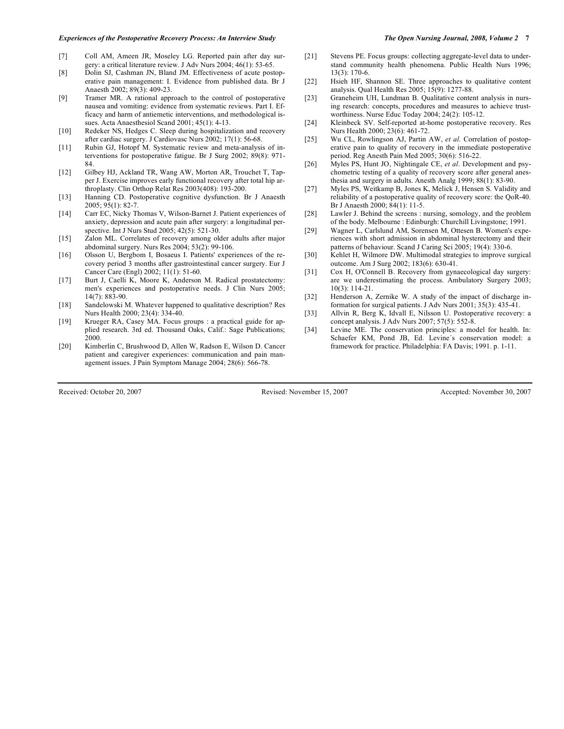[7] Coll AM, Ameen JR, Moseley LG. Reported pain after day surgery: a critical literature review. J Adv Nurs 2004; 46(1): 53-65.

[8] Dolin SJ, Cashman JN, Bland JM. Effectiveness of acute postoperative pain management: I. Evidence from published data. Br J Anaesth 2002; 89(3): 409-23.

[9] Tramer MR. A rational approach to the control of postoperative nausea and vomiting: evidence from systematic reviews. Part I. Efficacy and harm of antiemetic interventions, and methodological issues. Acta Anaesthesiol Scand 2001; 45(1): 4-13.

[10] Redeker NS, Hedges C. Sleep during hospitalization and recovery after cardiac surgery. J Cardiovasc Nurs 2002; 17(1): 56-68.

[11] Rubin GJ, Hotopf M. Systematic review and meta-analysis of interventions for postoperative fatigue. Br J Surg 2002; 89(8): 971-84.

[12] Gilbey HJ, Ackland TR, Wang AW, Morton AR, Trouchet T, Tapper J. Exercise improves early functional recovery after total hip arthroplasty. Clin Orthop Relat Res 2003(408): 193-200.

[13] Hanning CD. Postoperative cognitive dysfunction. Br J Anaesth 2005; 95(1): 82-7.

[14] Carr EC, Nicky Thomas V, Wilson-Barnet J. Patient experiences of anxiety, depression and acute pain after surgery: a longitudinal perspective. Int J Nurs Stud 2005; 42(5): 521-30.

[15] Zalon ML. Correlates of recovery among older adults after major abdominal surgery. Nurs Res 2004; 53(2): 99-106.

[16] Olsson U, Bergbom I, Bosaeus I. Patients' experiences of the recovery period 3 months after gastrointestinal cancer surgery. Eur J Cancer Care (Engl) 2002; 11(1): 51-60.

[17] Burt J, Caelli K, Moore K, Anderson M. Radical prostatectomy: men's experiences and postoperative needs. J Clin Nurs 2005; 14(7): 883-90.

[18] Sandelowski M. Whatever happened to qualitative description? Res Nurs Health 2000; 23(4): 334-40.

[19] Krueger RA, Casey MA. Focus groups : a practical guide for applied research. 3rd ed. Thousand Oaks, Calif.: Sage Publications; 2000.

[20] Kimberlin C, Brushwood D, Allen W, Radson E, Wilson D. Cancer patient and caregiver experiences: communication and pain management issues. J Pain Symptom Manage 2004; 28(6): 566-78.

[21] Stevens PE. Focus groups: collecting aggregate-level data to understand community health phenomena. Public Health Nurs 1996; 13(3): 170-6.

[22] Hsieh HF, Shannon SE. Three approaches to qualitative content analysis. Qual Health Res 2005; 15(9): 1277-88.

[23] Graneheim UH, Lundman B. Qualitative content analysis in nursing research: concepts, procedures and measures to achieve trustworthiness. Nurse Educ Today 2004; 24(2): 105-12.

[24] Kleinbeck SV. Self-reported at-home postoperative recovery. Res Nurs Health 2000; 23(6): 461-72.

[25] Wu CL, Rowlingson AJ, Partin AW, *et al*. Correlation of postoperative pain to quality of recovery in the immediate postoperative period. Reg Anesth Pain Med 2005; 30(6): 516-22.

[26] Myles PS, Hunt JO, Nightingale CE, *et al*. Development and psychometric testing of a quality of recovery score after general anesthesia and surgery in adults. Anesth Analg 1999; 88(1): 83-90.

[27] Myles PS, Weitkamp B, Jones K, Melick J, Hensen S. Validity and reliability of a postoperative quality of recovery score: the QoR-40. Br J Anaesth 2000; 84(1): 11-5.

[28] Lawler J. Behind the screens : nursing, somology, and the problem of the body. Melbourne : Edinburgh: Churchill Livingstone; 1991.

[29] Wagner L, Carlslund AM, Sorensen M, Ottesen B. Women's experiences with short admission in abdominal hysterectomy and their patterns of behaviour. Scand J Caring Sci 2005; 19(4): 330-6.

[30] Kehlet H, Wilmore DW. Multimodal strategies to improve surgical outcome. Am J Surg 2002; 183(6): 630-41.

[31] Cox H, O'Connell B. Recovery from gynaecological day surgery: are we underestimating the process. Ambulatory Surgery 2003; 10(3): 114-21.

[32] Henderson A, Zernike W. A study of the impact of discharge information for surgical patients. J Adv Nurs 2001; 35(3): 435-41.

[33] Allvin R, Berg K, Idvall E, Nilsson U. Postoperative recovery: a concept analysis. J Adv Nurs 2007; 57(5): 552-8.

[34] Levine ME. The conservation principles: a model for health. In: Schaefer KM, Pond JB, Ed. Levine´s conservation model: a framework for practice. Philadelphia: FA Davis; 1991. p. 1-11.

Received: October 20, 2007 Revised: November 15, 2007 Accepted: November 30, 2007